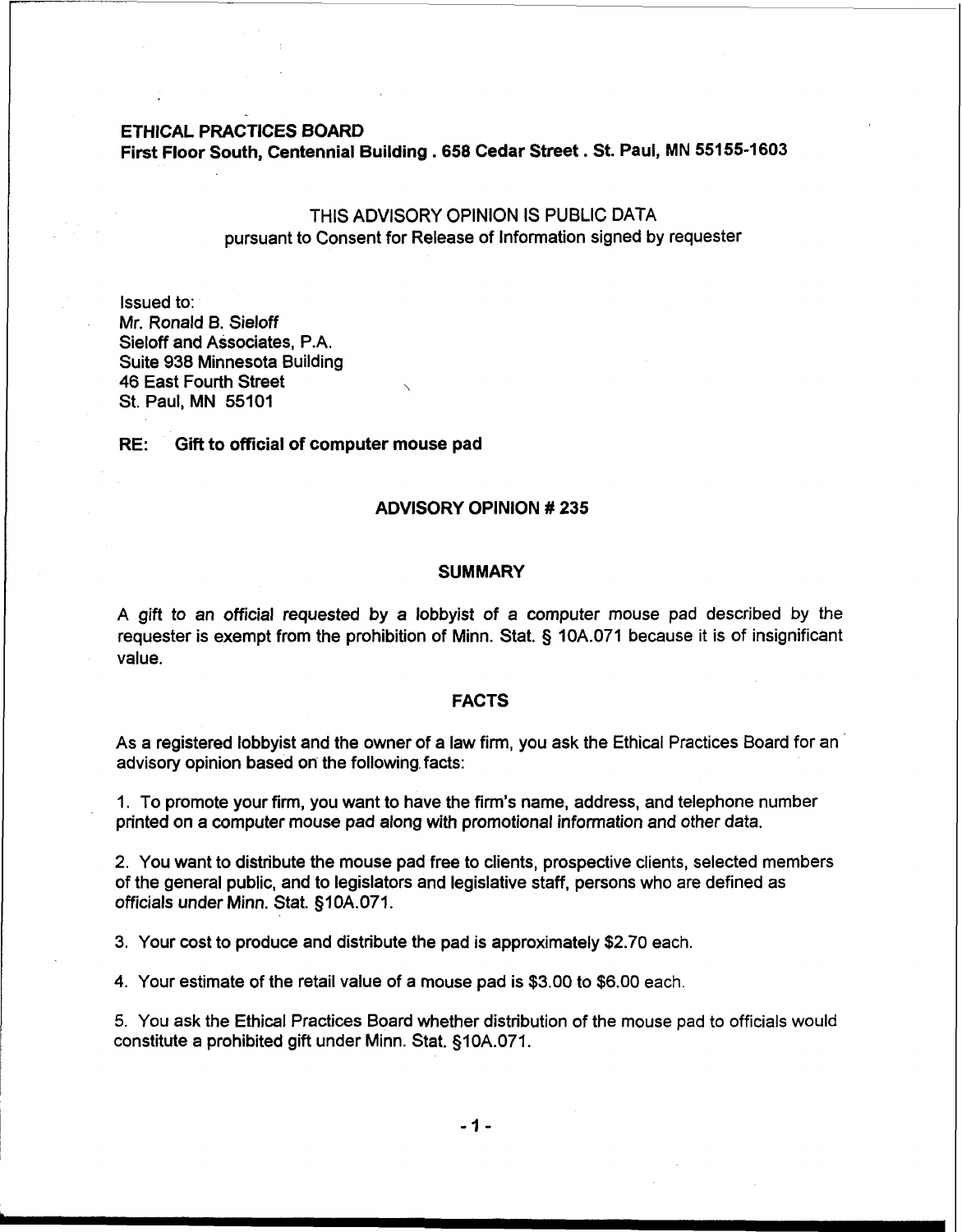**ETHICAL PRACTICES BOARD**
**First Floor South, Centennial Building . 658 Cedar Street . St. Paul, MN 55155-1603**

THIS ADVISORY OPINION IS PUBLIC DATA
pursuant to Consent for Release of Information signed by requester

Issued to:
Mr. Ronald B. Sieloff
Sieloff and Associates, P.A.
Suite 938 Minnesota Building
46 East Fourth Street
St. Paul, MN 55101

**RE: Gift to official of computer mouse pad**

## ADVISORY OPINION # 235

### SUMMARY

A gift to an official requested by a lobbyist of a computer mouse pad described by the requester is exempt from the prohibition of Minn. Stat. § 10A.071 because it is of insignificant value.

### FACTS

As a registered lobbyist and the owner of a law firm, you ask the Ethical Practices Board for an advisory opinion based on the following facts:

1. To promote your firm, you want to have the firm's name, address, and telephone number printed on a computer mouse pad along with promotional information and other data.

2. You want to distribute the mouse pad free to clients, prospective clients, selected members of the general public, and to legislators and legislative staff, persons who are defined as officials under Minn. Stat. §10A.071.

3. Your cost to produce and distribute the pad is approximately $2.70 each.

4. Your estimate of the retail value of a mouse pad is $3.00 to $6.00 each.

5. You ask the Ethical Practices Board whether distribution of the mouse pad to officials would constitute a prohibited gift under Minn. Stat. §10A.071.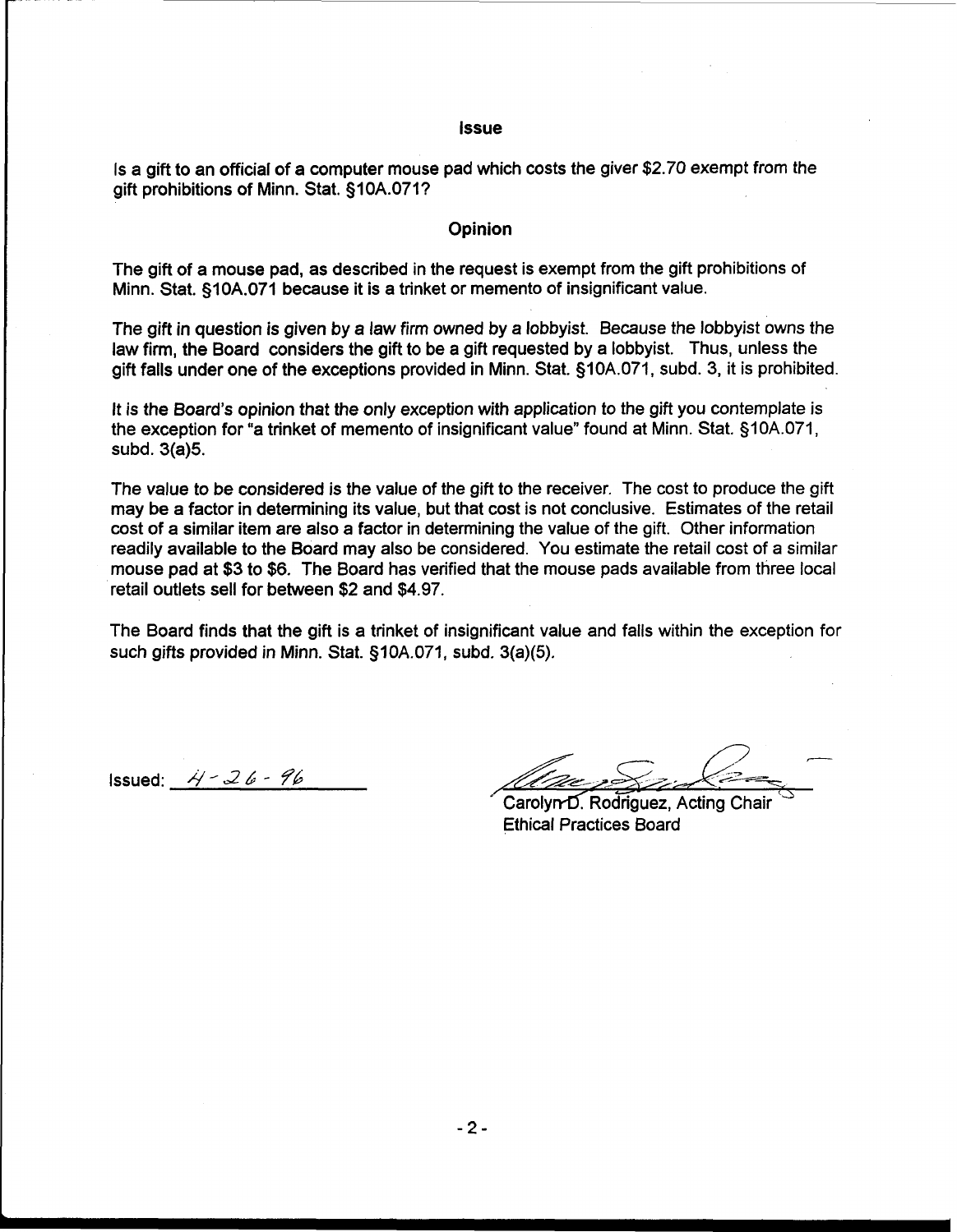## Issue

Is a gift to an official of a computer mouse pad which costs the giver $2.70 exempt from the gift prohibitions of Minn. Stat. §10A.071?

## Opinion

The gift of a mouse pad, as described in the request is exempt from the gift prohibitions of Minn. Stat. §10A.071 because it is a trinket or memento of insignificant value.

The gift in question is given by a law firm owned by a lobbyist. Because the lobbyist owns the law firm, the Board considers the gift to be a gift requested by a lobbyist. Thus, unless the gift falls under one of the exceptions provided in Minn. Stat. §10A.071, subd. 3, it is prohibited.

It is the Board's opinion that the only exception with application to the gift you contemplate is the exception for "a trinket of memento of insignificant value" found at Minn. Stat. §10A.071, subd. 3(a)5.

The value to be considered is the value of the gift to the receiver. The cost to produce the gift may be a factor in determining its value, but that cost is not conclusive. Estimates of the retail cost of a similar item are also a factor in determining the value of the gift. Other information readily available to the Board may also be considered. You estimate the retail cost of a similar mouse pad at $3 to $6. The Board has verified that the mouse pads available from three local retail outlets sell for between $2 and $4.97.

The Board finds that the gift is a trinket of insignificant value and falls within the exception for such gifts provided in Minn. Stat. §10A.071, subd. 3(a)(5).

Issued: 4-26-96

Carolyn D. Rodriguez, Acting Chair
Ethical Practices Board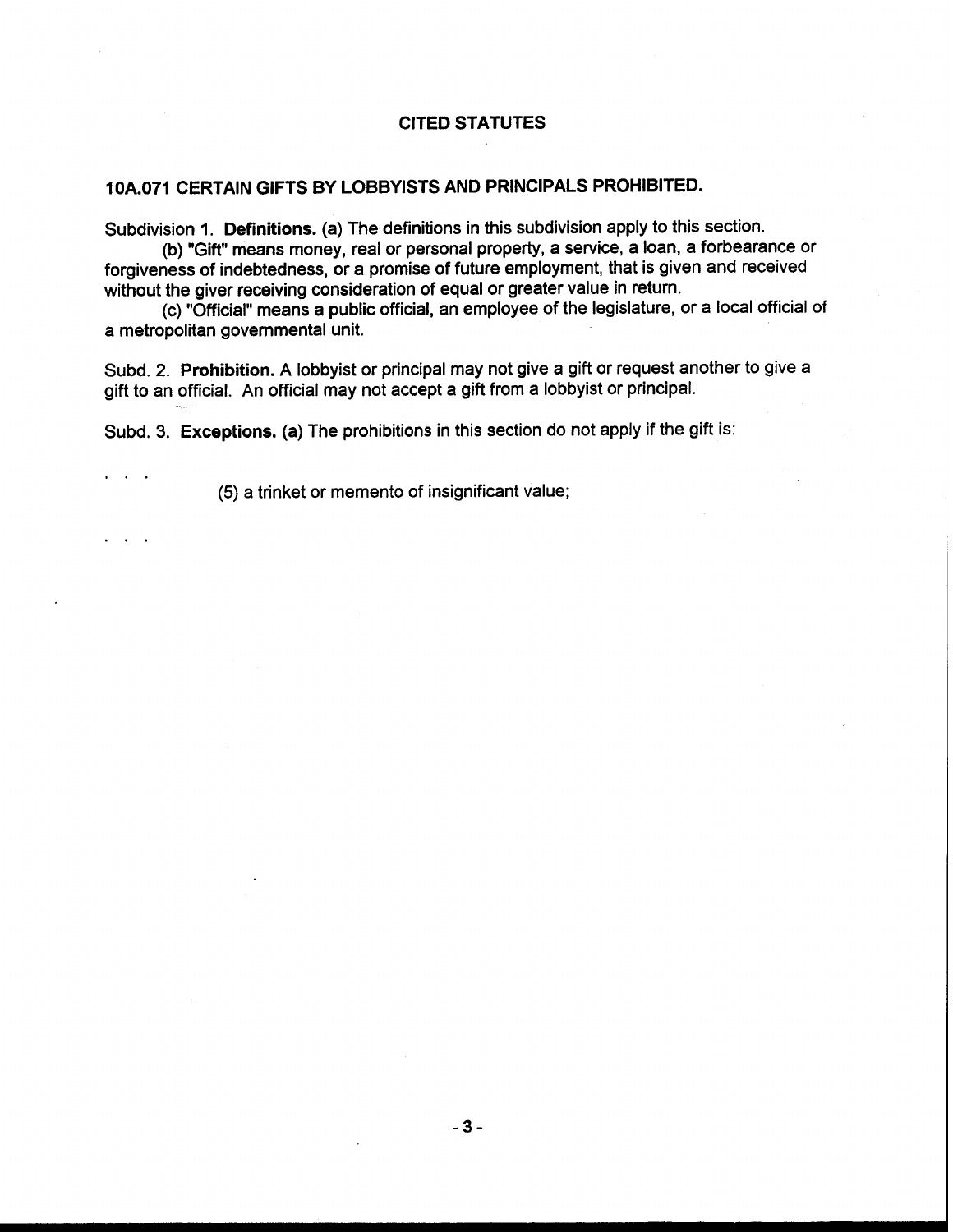## CITED STATUTES

### 10A.071 CERTAIN GIFTS BY LOBBYISTS AND PRINCIPALS PROHIBITED.

Subdivision 1. **Definitions.** (a) The definitions in this subdivision apply to this section.

(b) "Gift" means money, real or personal property, a service, a loan, a forbearance or forgiveness of indebtedness, or a promise of future employment, that is given and received without the giver receiving consideration of equal or greater value in return.

(c) "Official" means a public official, an employee of the legislature, or a local official of a metropolitan governmental unit.

Subd. 2. **Prohibition.** A lobbyist or principal may not give a gift or request another to give a gift to an official. An official may not accept a gift from a lobbyist or principal.

Subd. 3. **Exceptions.** (a) The prohibitions in this section do not apply if the gift is:

. . .

(5) a trinket or memento of insignificant value;

. . .